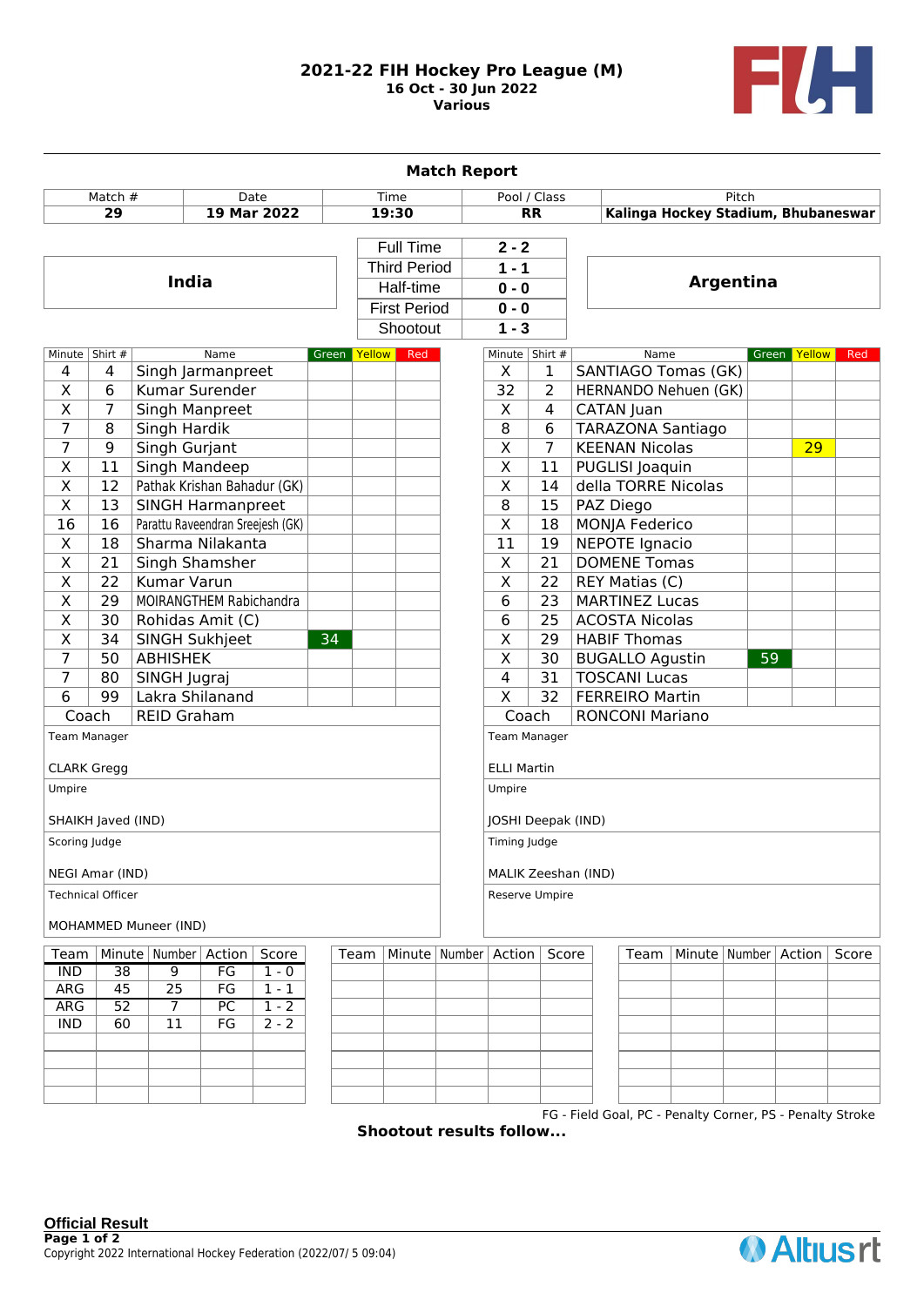# 2021-22 FIH Hockey Pro League (M)
**16 Oct - 30 Jun 2022**
**Various**

## Match Report

| Match # | Date | Time | Pool / Class | Pitch |
|---|---|---|---|---|
| **29** | **19 Mar 2022** | **19:30** | **RR** | **Kalinga Hockey Stadium, Bhubaneswar** |

| India | | | Argentina |
|---|---|---|---|
| | Full Time | **2 - 2** | |
| | Third Period | **1 - 1** | |
| | Half-time | **0 - 0** | |
| | First Period | **0 - 0** | |
| | Shootout | **1 - 3** | |

### India

| Minute | Shirt # | Name | Green | Yellow | Red |
|---|---|---|---|---|---|
| 4 | 4 | Singh Jarmanpreet | | | |
| X | 6 | Kumar Surender | | | |
| X | 7 | Singh Manpreet | | | |
| 7 | 8 | Singh Hardik | | | |
| 7 | 9 | Singh Gurjant | | | |
| X | 11 | Singh Mandeep | | | |
| X | 12 | Pathak Krishan Bahadur (GK) | | | |
| X | 13 | SINGH Harmanpreet | | | |
| 16 | 16 | Parattu Raveendran Sreejesh (GK) | | | |
| X | 18 | Sharma Nilakanta | | | |
| X | 21 | Singh Shamsher | | | |
| X | 22 | Kumar Varun | | | |
| X | 29 | MOIRANGTHEM Rabichandra | | | |
| X | 30 | Rohidas Amit (C) | | | |
| X | 34 | SINGH Sukhjeet | 34 | | |
| 7 | 50 | ABHISHEK | | | |
| 7 | 80 | SINGH Jugraj | | | |
| 6 | 99 | Lakra Shilanand | | | |
| Coach | | REID Graham | | | |

Team Manager: CLARK Gregg

Umpire: SHAIKH Javed (IND)

Scoring Judge: NEGI Amar (IND)

Technical Officer: MOHAMMED Muneer (IND)

### Argentina

| Minute | Shirt # | Name | Green | Yellow | Red |
|---|---|---|---|---|---|
| X | 1 | SANTIAGO Tomas (GK) | | | |
| 32 | 2 | HERNANDO Nehuen (GK) | | | |
| X | 4 | CATAN Juan | | | |
| 8 | 6 | TARAZONA Santiago | | | |
| X | 7 | KEENAN Nicolas | | 29 | |
| X | 11 | PUGLISI Joaquin | | | |
| X | 14 | della TORRE Nicolas | | | |
| 8 | 15 | PAZ Diego | | | |
| X | 18 | MONJA Federico | | | |
| 11 | 19 | NEPOTE Ignacio | | | |
| X | 21 | DOMENE Tomas | | | |
| X | 22 | REY Matias (C) | | | |
| 6 | 23 | MARTINEZ Lucas | | | |
| 6 | 25 | ACOSTA Nicolas | | | |
| X | 29 | HABIF Thomas | | | |
| X | 30 | BUGALLO Agustin | 59 | | |
| 4 | 31 | TOSCANI Lucas | | | |
| X | 32 | FERREIRO Martin | | | |
| Coach | | RONCONI Mariano | | | |

Team Manager: ELLI Martin

Umpire: JOSHI Deepak (IND)

Timing Judge: MALIK Zeeshan (IND)

Reserve Umpire:

### Scoring

| Team | Minute | Number | Action | Score |
|---|---|---|---|---|
| IND | 38 | 9 | FG | 1 - 0 |
| ARG | 45 | 25 | FG | 1 - 1 |
| ARG | 52 | 7 | PC | 1 - 2 |
| IND | 60 | 11 | FG | 2 - 2 |

FG - Field Goal, PC - Penalty Corner, PS - Penalty Stroke

**Shootout results follow...**

**Official Result**

Copyright 2022 International Hockey Federation (2022/07/ 5 09:04)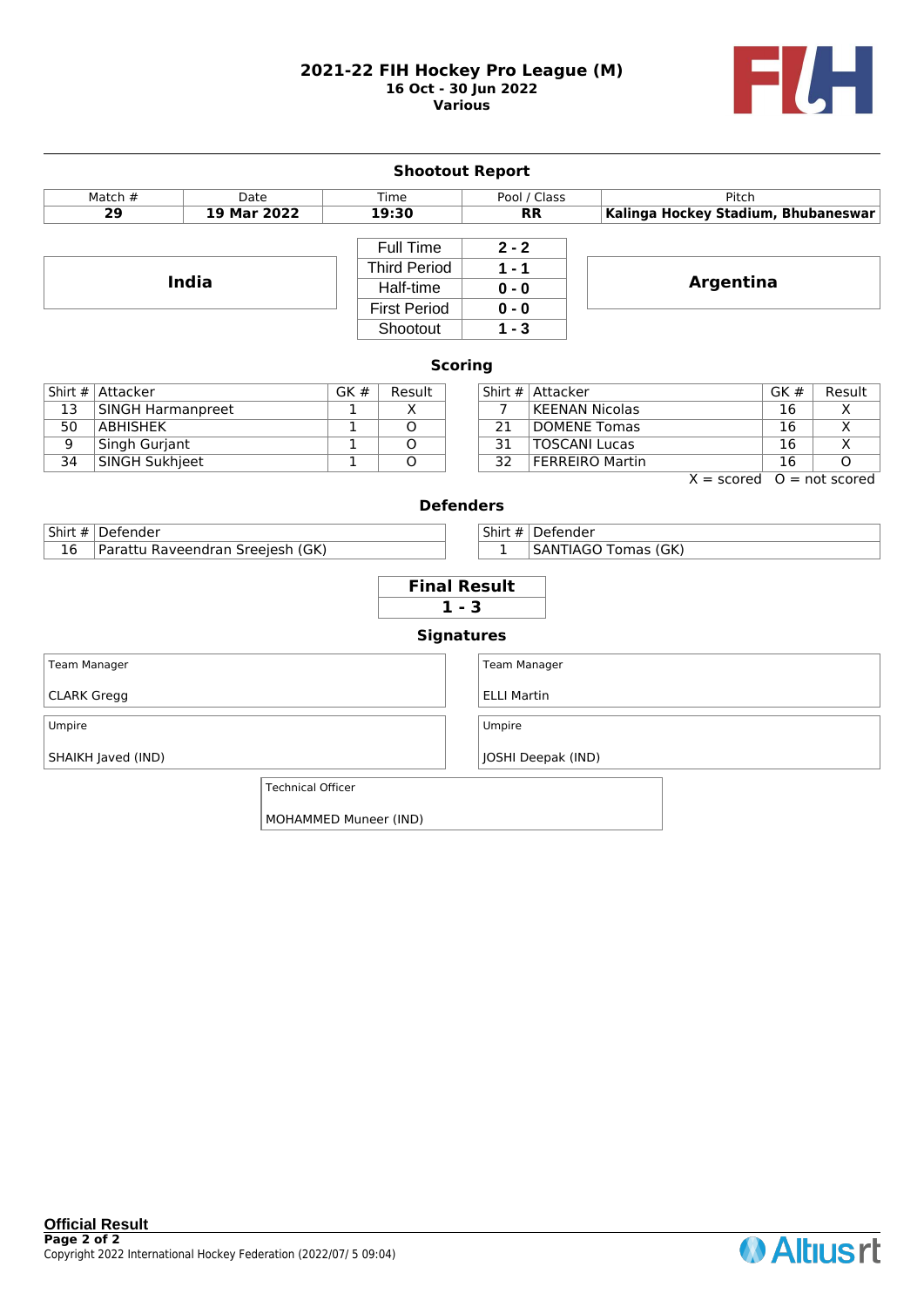# 2021-22 FIH Hockey Pro League (M)

**16 Oct - 30 Jun 2022**
**Various**

## Shootout Report

| Match # | Date | Time | Pool / Class | Pitch |
|---|---|---|---|---|
| **29** | **19 Mar 2022** | **19:30** | **RR** | **Kalinga Hockey Stadium, Bhubaneswar** |

| India | | | Argentina |
|---|---|---|---|
| | Full Time | **2 - 2** | |
| | Third Period | **1 - 1** | |
| | Half-time | **0 - 0** | |
| | First Period | **0 - 0** | |
| | Shootout | **1 - 3** | |

### Scoring

**India**

| Shirt # | Attacker | GK # | Result |
|---|---|---|---|
| 13 | SINGH Harmanpreet | 1 | X |
| 50 | ABHISHEK | 1 | O |
| 9 | Singh Gurjant | 1 | O |
| 34 | SINGH Sukhjeet | 1 | O |

**Argentina**

| Shirt # | Attacker | GK # | Result |
|---|---|---|---|
| 7 | KEENAN Nicolas | 16 | X |
| 21 | DOMENE Tomas | 16 | X |
| 31 | TOSCANI Lucas | 16 | X |
| 32 | FERREIRO Martin | 16 | O |

X = scored O = not scored

### Defenders

**India**

| Shirt # | Defender |
|---|---|
| 16 | Parattu Raveendran Sreejesh (GK) |

**Argentina**

| Shirt # | Defender |
|---|---|
| 1 | SANTIAGO Tomas (GK) |

| Final Result |
|---|
| **1 - 3** |

### Signatures

| India | Argentina |
|---|---|
| Team Manager: CLARK Gregg | Team Manager: ELLI Martin |
| Umpire: SHAIKH Javed (IND) | Umpire: JOSHI Deepak (IND) |

Technical Officer: MOHAMMED Muneer (IND)

**Official Result**

Copyright 2022 International Hockey Federation (2022/07/ 5 09:04)